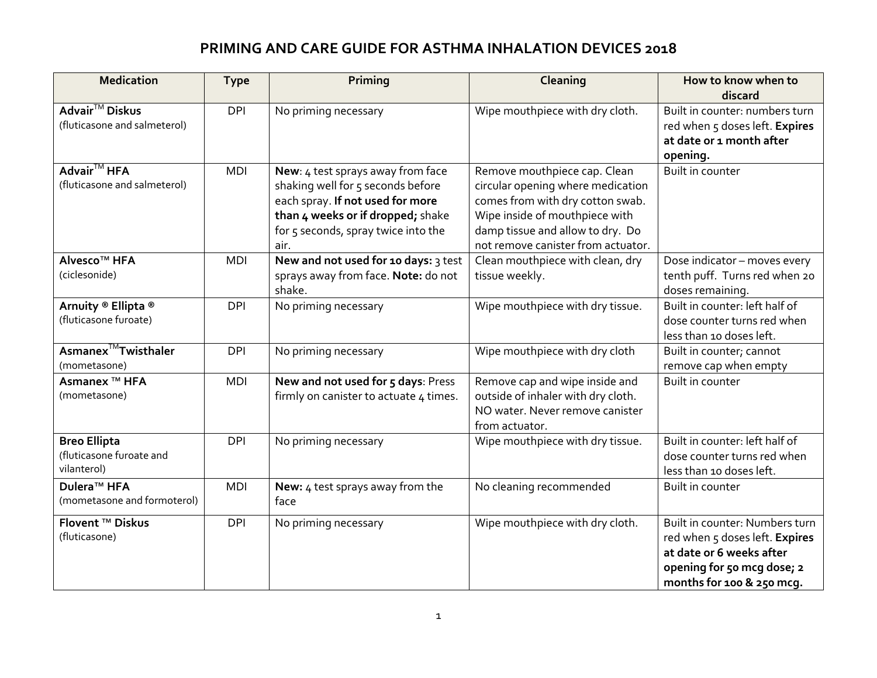# PRIMING AND CARE GUIDE FOR ASTHMA INHALATION DEVICES 2018

| Medication | Type | Priming | Cleaning | How to know when to discard |
|---|---|---|---|---|
| **Advair™ Diskus** (fluticasone and salmeterol) | DPI | No priming necessary | Wipe mouthpiece with dry cloth. | Built in counter: numbers turn red when 5 doses left. **Expires at date or 1 month after opening.** |
| **Advair™ HFA** (fluticasone and salmeterol) | MDI | **New**: 4 test sprays away from face shaking well for 5 seconds before each spray. **If not used for more than 4 weeks or if dropped;** shake for 5 seconds, spray twice into the air. | Remove mouthpiece cap. Clean circular opening where medication comes from with dry cotton swab. Wipe inside of mouthpiece with damp tissue and allow to dry. Do not remove canister from actuator. | Built in counter |
| **Alvesco™ HFA** (ciclesonide) | MDI | **New and not used for 10 days:** 3 test sprays away from face. **Note:** do not shake. | Clean mouthpiece with clean, dry tissue weekly. | Dose indicator – moves every tenth puff. Turns red when 20 doses remaining. |
| **Arnuity ® Ellipta ®** (fluticasone furoate) | DPI | No priming necessary | Wipe mouthpiece with dry tissue. | Built in counter: left half of dose counter turns red when less than 10 doses left. |
| **Asmanex™Twisthaler** (mometasone) | DPI | No priming necessary | Wipe mouthpiece with dry cloth | Built in counter; cannot remove cap when empty |
| **Asmanex ™ HFA** (mometasone) | MDI | **New and not used for 5 days**: Press firmly on canister to actuate 4 times. | Remove cap and wipe inside and outside of inhaler with dry cloth. NO water. Never remove canister from actuator. | Built in counter |
| **Breo Ellipta** (fluticasone furoate and vilanterol) | DPI | No priming necessary | Wipe mouthpiece with dry tissue. | Built in counter: left half of dose counter turns red when less than 10 doses left. |
| **Dulera™ HFA** (mometasone and formoterol) | MDI | **New:** 4 test sprays away from the face | No cleaning recommended | Built in counter |
| **Flovent ™ Diskus** (fluticasone) | DPI | No priming necessary | Wipe mouthpiece with dry cloth. | Built in counter: Numbers turn red when 5 doses left. **Expires at date or 6 weeks after opening for 50 mcg dose; 2 months for 100 & 250 mcg.** |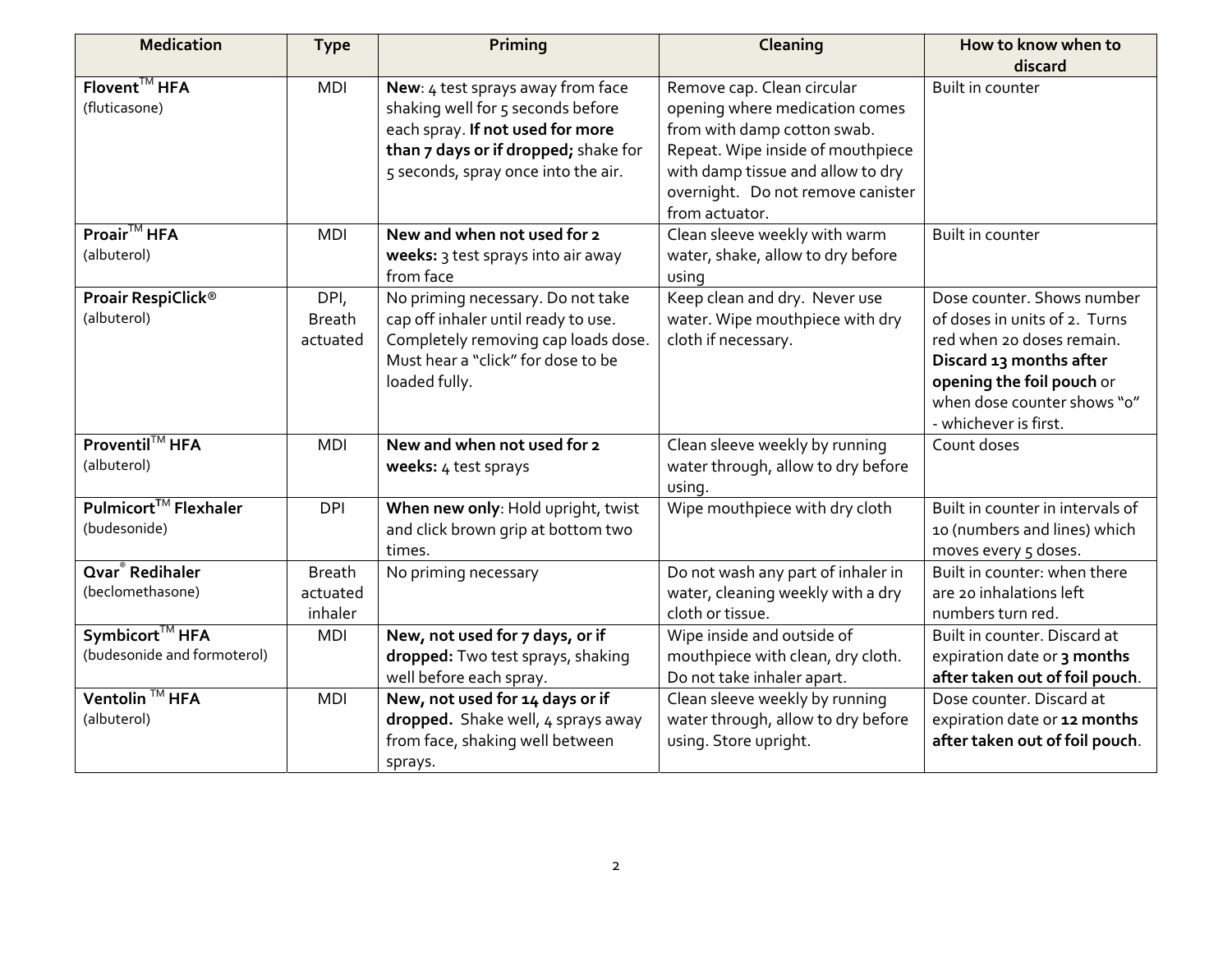| Medication | Type | Priming | Cleaning | How to know when to discard |
|---|---|---|---|---|
| **Flovent™ HFA** (fluticasone) | MDI | **New**: 4 test sprays away from face shaking well for 5 seconds before each spray. **If not used for more than 7 days or if dropped;** shake for 5 seconds, spray once into the air. | Remove cap. Clean circular opening where medication comes from with damp cotton swab. Repeat. Wipe inside of mouthpiece with damp tissue and allow to dry overnight. Do not remove canister from actuator. | Built in counter |
| **Proair™ HFA** (albuterol) | MDI | **New and when not used for 2 weeks:** 3 test sprays into air away from face | Clean sleeve weekly with warm water, shake, allow to dry before using | Built in counter |
| **Proair RespiClick®** (albuterol) | DPI, Breath actuated | No priming necessary. Do not take cap off inhaler until ready to use. Completely removing cap loads dose. Must hear a "click" for dose to be loaded fully. | Keep clean and dry. Never use water. Wipe mouthpiece with dry cloth if necessary. | Dose counter. Shows number of doses in units of 2. Turns red when 20 doses remain. **Discard 13 months after opening the foil pouch** or when dose counter shows "0" - whichever is first. |
| **Proventil™ HFA** (albuterol) | MDI | **New and when not used for 2 weeks:** 4 test sprays | Clean sleeve weekly by running water through, allow to dry before using. | Count doses |
| **Pulmicort™ Flexhaler** (budesonide) | DPI | **When new only**: Hold upright, twist and click brown grip at bottom two times. | Wipe mouthpiece with dry cloth | Built in counter in intervals of 10 (numbers and lines) which moves every 5 doses. |
| **Qvar® Redihaler** (beclomethasone) | Breath actuated inhaler | No priming necessary | Do not wash any part of inhaler in water, cleaning weekly with a dry cloth or tissue. | Built in counter: when there are 20 inhalations left numbers turn red. |
| **Symbicort™ HFA** (budesonide and formoterol) | MDI | **New, not used for 7 days, or if dropped:** Two test sprays, shaking well before each spray. | Wipe inside and outside of mouthpiece with clean, dry cloth. Do not take inhaler apart. | Built in counter. Discard at expiration date or **3 months after taken out of foil pouch**. |
| **Ventolin™ HFA** (albuterol) | MDI | **New, not used for 14 days or if dropped.** Shake well, 4 sprays away from face, shaking well between sprays. | Clean sleeve weekly by running water through, allow to dry before using. Store upright. | Dose counter. Discard at expiration date or **12 months after taken out of foil pouch**. |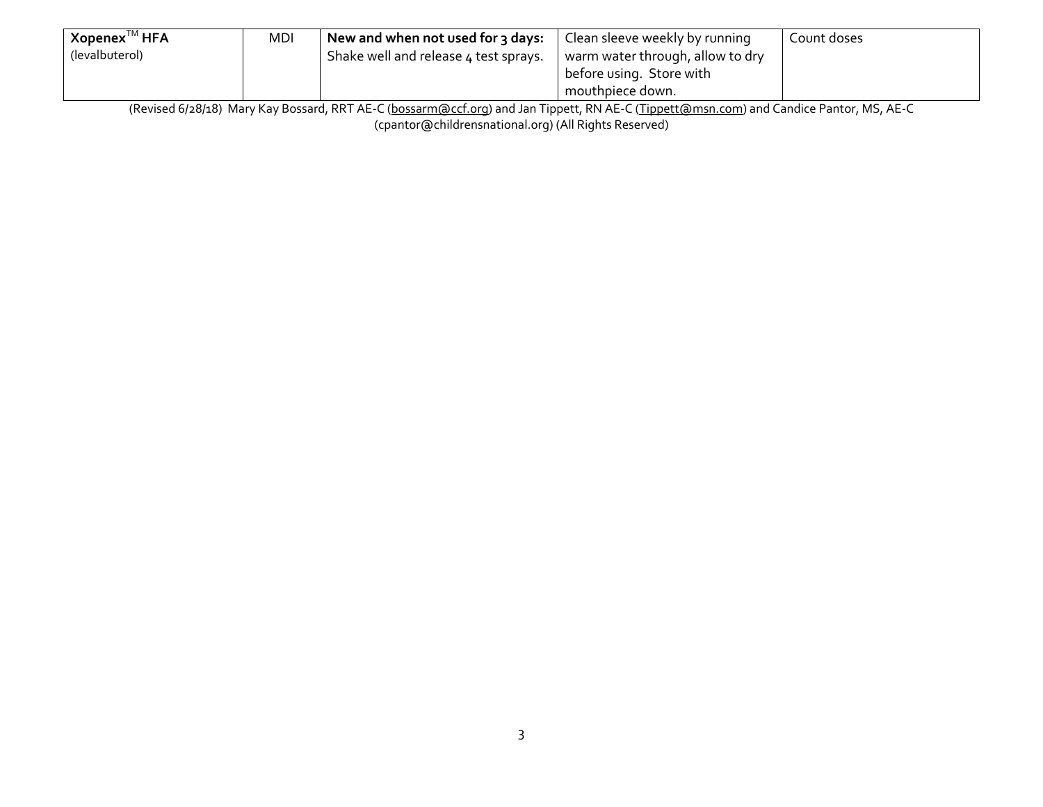| | | | | |
|---|---|---|---|---|
| **Xopenex™ HFA** (levalbuterol) | MDI | **New and when not used for 3 days:** Shake well and release 4 test sprays. | Clean sleeve weekly by running warm water through, allow to dry before using. Store with mouthpiece down. | Count doses |

(Revised 6/28/18) Mary Kay Bossard, RRT AE-C (bossarm@ccf.org) and Jan Tippett, RN AE-C (Tippett@msn.com) and Candice Pantor, MS, AE-C (cpantor@childrensnational.org) (All Rights Reserved)